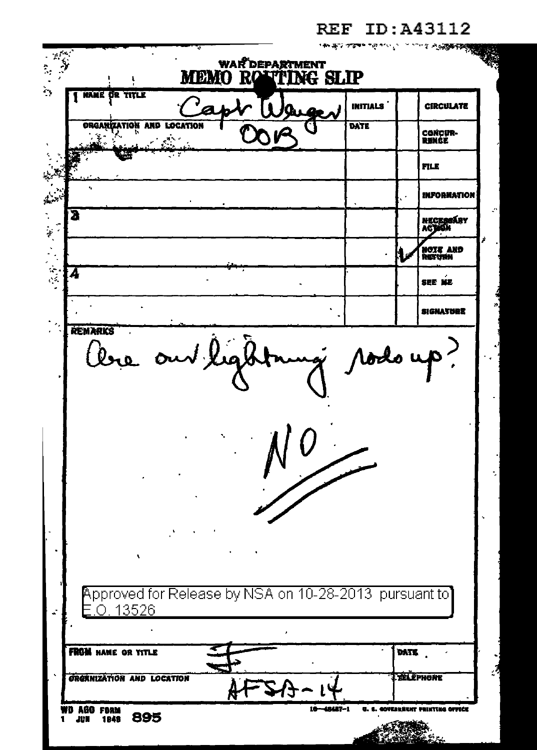REF ID:A43112

## WAR DEPARTMENT
# MEMO ROUTING SLIP

| | NAME OR TITLE | INITIALS | | CIRCULATE |
|---|---|---|---|---|
| 1 | Capt Wenger | | | |
| | ORGANIZATION AND LOCATION | DATE | | CONCURRENCE |
| | OOIB | | | |
| | | | | FILE |
| | | | | INFORMATION |
| 3 | | | | NECESSARY ACTION |
| | | | ✓ | NOTE AND RETURN |
| 4 | | | | SEE ME |
| | | | | SIGNATURE |

REMARKS

Are our lightning rods up?

NO

Approved for Release by NSA on 10-28-2013 pursuant to E.O. 13526

| FROM NAME OR TITLE | | DATE |
|---|---|---|
| ORGANIZATION AND LOCATION | AFSA-14 | TELEPHONE |

WD AGO FORM 895
1 JUN 1948

16—48487-1 U. S. GOVERNMENT PRINTING OFFICE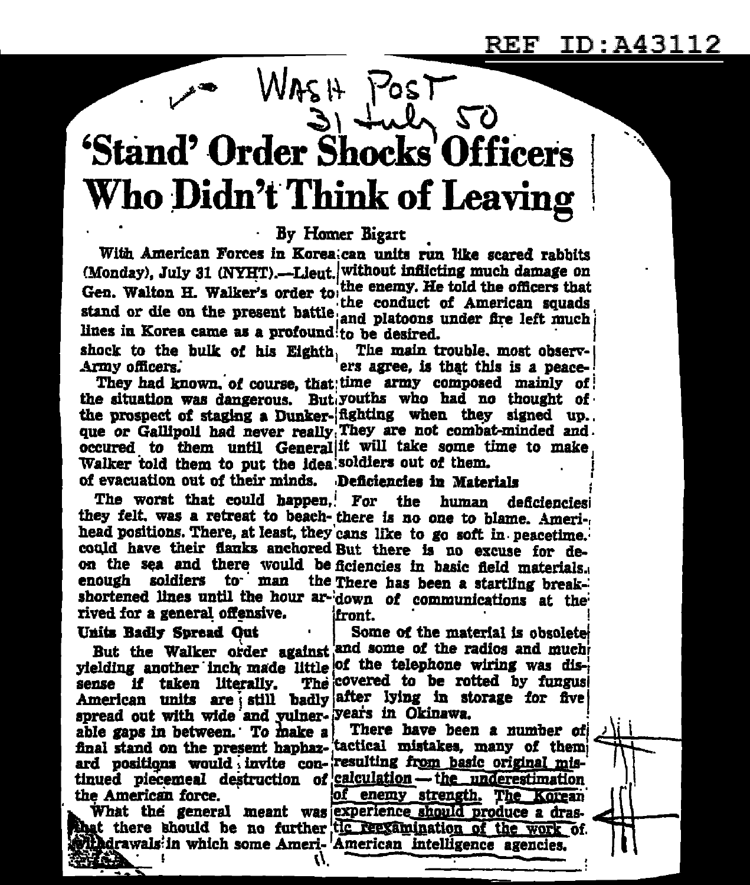REF ID:A43112

WASH POST
31 July 50

# 'Stand' Order Shocks Officers Who Didn't Think of Leaving

By Homer Bigart

With American Forces in Korea (Monday), July 31 (NYHT).—Lieut. Gen. Walton H. Walker's order to stand or die on the present battle lines in Korea came as a profound shock to the bulk of his Eighth Army officers.

They had known, of course, that the situation was dangerous. But the prospect of staging a Dunkerque or Gallipoli had never really occured to them until General Walker told them to put the idea of evacuation out of their minds.

The worst that could happen, they felt, was a retreat to beachhead positions. There, at least, they could have their flanks anchored on the sea and there would be enough soldiers to man the shortened lines until the hour arrived for a general offensive.

**Units Badly Spread Out**

But the Walker order against yielding another inch made little sense if taken literally. The American units are still badly spread out with wide and vulnerable gaps in between. To make a final stand on the present haphazard positions would invite continued piecemeal destruction of the American force.

What the general meant was that there should be no further withdrawals in which some American units run like scared rabbits without inflicting much damage on the enemy. He told the officers that the conduct of American squads and platoons under fire left much to be desired.

The main trouble, most observers agree, is that this is a peacetime army composed mainly of youths who had no thought of fighting when they signed up. They are not combat-minded and it will take some time to make soldiers out of them.

**Deficiencies in Materials**

For the human deficiencies there is no one to blame. Americans like to go soft in peacetime. But there is no excuse for deficiencies in basic field materials. There has been a startling breakdown of communications at the front.

Some of the material is obsolete and some of the radios and much of the telephone wiring was discovered to be rotted by fungus after lying in storage for five years in Okinawa.

There have been a number of tactical mistakes, many of them resulting from basic original miscalculation — the underestimation of enemy strength. The Korean experience should produce a drastic reexamination of the work of American intelligence agencies.